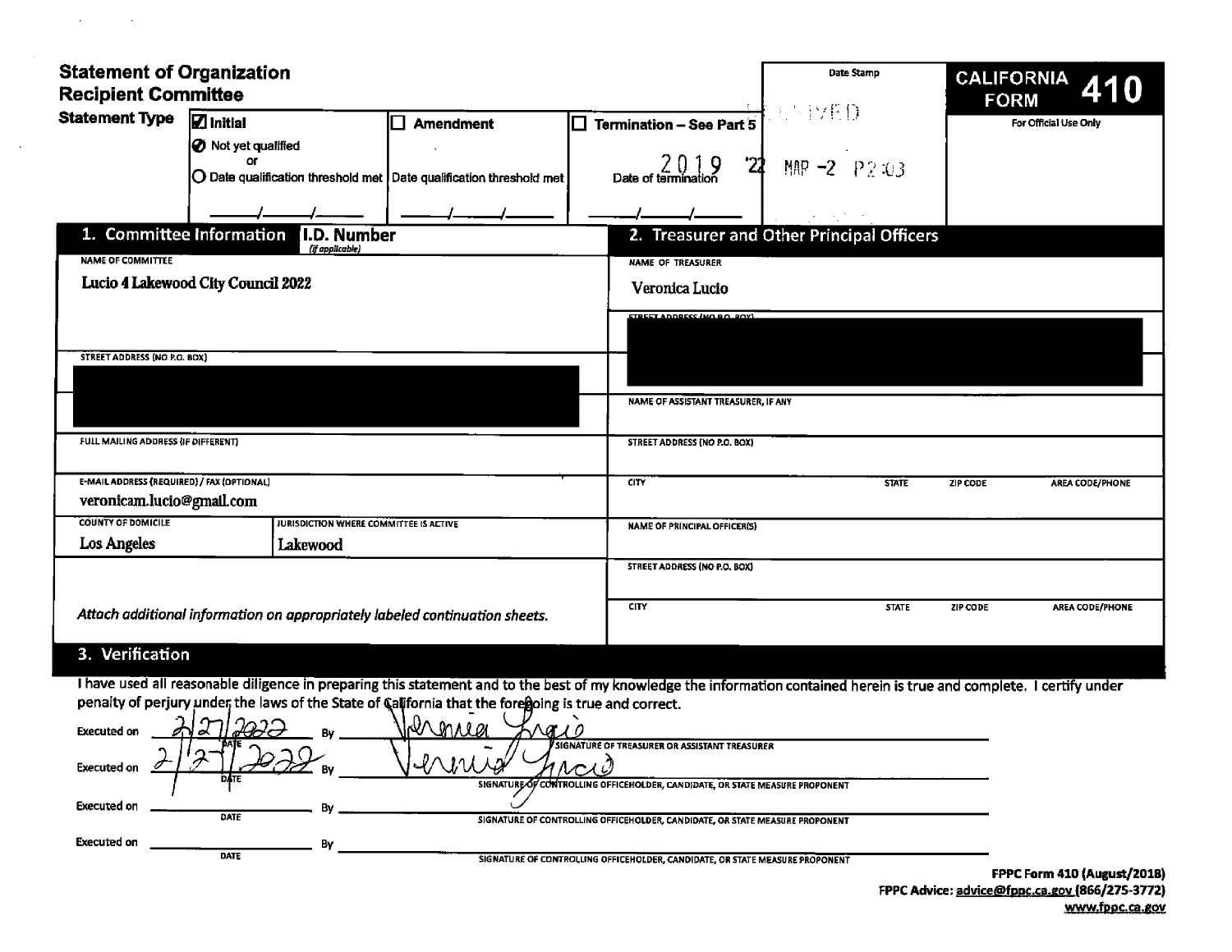# Statement of Organization Recipient Committee

**CALIFORNIA FORM 410**

For Official Use Only

Date Stamp

RECEIVED

'22 MAR -2 P2:03

**Statement Type**

- ☑ **Initial**
  - ⦿ Not yet qualified
  - or
  - ○ Date qualification threshold met \_\_\_\_/\_\_\_\_/\_\_\_\_
- ☐ **Amendment**
  - Date qualification threshold met \_\_\_\_/\_\_\_\_/\_\_\_\_
- ☐ **Termination – See Part 5**
  - 2019
  - Date of termination \_\_\_\_/\_\_\_\_/\_\_\_\_

## 1. Committee Information

**I.D. Number** *(if applicable)*

NAME OF COMMITTEE

Lucio 4 Lakewood City Council 2022

STREET ADDRESS (NO P.O. BOX)

[REDACTED]

FULL MAILING ADDRESS (IF DIFFERENT)

E-MAIL ADDRESS (REQUIRED) / FAX (OPTIONAL)

veronicam.lucio@gmail.com

| COUNTY OF DOMICILE | JURISDICTION WHERE COMMITTEE IS ACTIVE |
|---|---|
| Los Angeles | Lakewood |

*Attach additional information on appropriately labeled continuation sheets.*

## 2. Treasurer and Other Principal Officers

NAME OF TREASURER

Veronica Lucio

STREET ADDRESS (NO P.O. BOX)

[REDACTED]

NAME OF ASSISTANT TREASURER, IF ANY

STREET ADDRESS (NO P.O. BOX)

| CITY | STATE | ZIP CODE | AREA CODE/PHONE |
|---|---|---|---|
| | | | |

NAME OF PRINCIPAL OFFICER(S)

STREET ADDRESS (NO P.O. BOX)

| CITY | STATE | ZIP CODE | AREA CODE/PHONE |
|---|---|---|---|
| | | | |

## 3. Verification

I have used all reasonable diligence in preparing this statement and to the best of my knowledge the information contained herein is true and complete. I certify under penalty of perjury under the laws of the State of California that the foregoing is true and correct.

Executed on 2/27/2022 DATE By *[signature]* SIGNATURE OF TREASURER OR ASSISTANT TREASURER

Executed on 2/27/2022 DATE By *[signature]* SIGNATURE OF CONTROLLING OFFICEHOLDER, CANDIDATE, OR STATE MEASURE PROPONENT

Executed on \_\_\_\_\_\_\_\_ DATE By \_\_\_\_\_\_\_\_ SIGNATURE OF CONTROLLING OFFICEHOLDER, CANDIDATE, OR STATE MEASURE PROPONENT

Executed on \_\_\_\_\_\_\_\_ DATE By \_\_\_\_\_\_\_\_ SIGNATURE OF CONTROLLING OFFICEHOLDER, CANDIDATE, OR STATE MEASURE PROPONENT

**FPPC Form 410 (August/2018)**
**FPPC Advice: advice@fppc.ca.gov (866/275-3772)**
**www.fppc.ca.gov**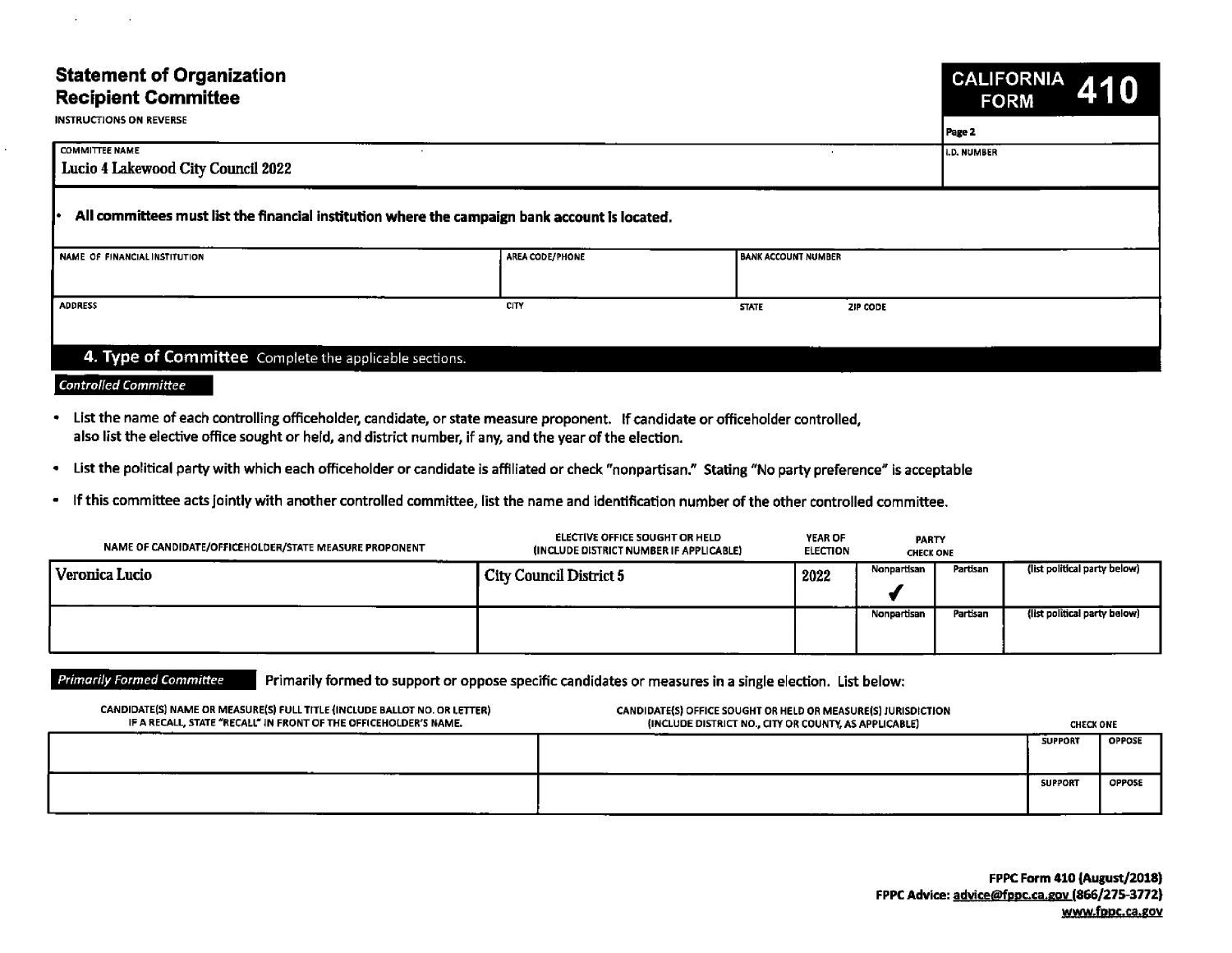# Statement of Organization Recipient Committee

INSTRUCTIONS ON REVERSE

**CALIFORNIA FORM 410**

Page 2

| COMMITTEE NAME | I.D. NUMBER |
|---|---|
| Lucio 4 Lakewood City Council 2022 | |

- **All committees must list the financial institution where the campaign bank account is located.**

| NAME OF FINANCIAL INSTITUTION | AREA CODE/PHONE | BANK ACCOUNT NUMBER | |
|---|---|---|---|
| | | | |
| ADDRESS | CITY | STATE | ZIP CODE |
| | | | |

## 4. Type of Committee Complete the applicable sections.

*Controlled Committee*

- List the name of each controlling officeholder, candidate, or state measure proponent. If candidate or officeholder controlled, also list the elective office sought or held, and district number, if any, and the year of the election.
- List the political party with which each officeholder or candidate is affiliated or check "nonpartisan." Stating "No party preference" is acceptable
- If this committee acts jointly with another controlled committee, list the name and identification number of the other controlled committee.

| NAME OF CANDIDATE/OFFICEHOLDER/STATE MEASURE PROPONENT | ELECTIVE OFFICE SOUGHT OR HELD (INCLUDE DISTRICT NUMBER IF APPLICABLE) | YEAR OF ELECTION | PARTY CHECK ONE: Nonpartisan | Partisan | (list political party below) |
|---|---|---|---|---|---|
| Veronica Lucio | City Council District 5 | 2022 | ✓ | | |
| | | | | | |

*Primarily Formed Committee* Primarily formed to support or oppose specific candidates or measures in a single election. List below:

| CANDIDATE(S) NAME OR MEASURE(S) FULL TITLE (INCLUDE BALLOT NO. OR LETTER) IF A RECALL, STATE "RECALL" IN FRONT OF THE OFFICEHOLDER'S NAME. | CANDIDATE(S) OFFICE SOUGHT OR HELD OR MEASURE(S) JURISDICTION (INCLUDE DISTRICT NO., CITY OR COUNTY, AS APPLICABLE) | CHECK ONE: SUPPORT | OPPOSE |
|---|---|---|---|
| | | | |
| | | | |

FPPC Form 410 (August/2018)
FPPC Advice: advice@fppc.ca.gov (866/275-3772)
www.fppc.ca.gov